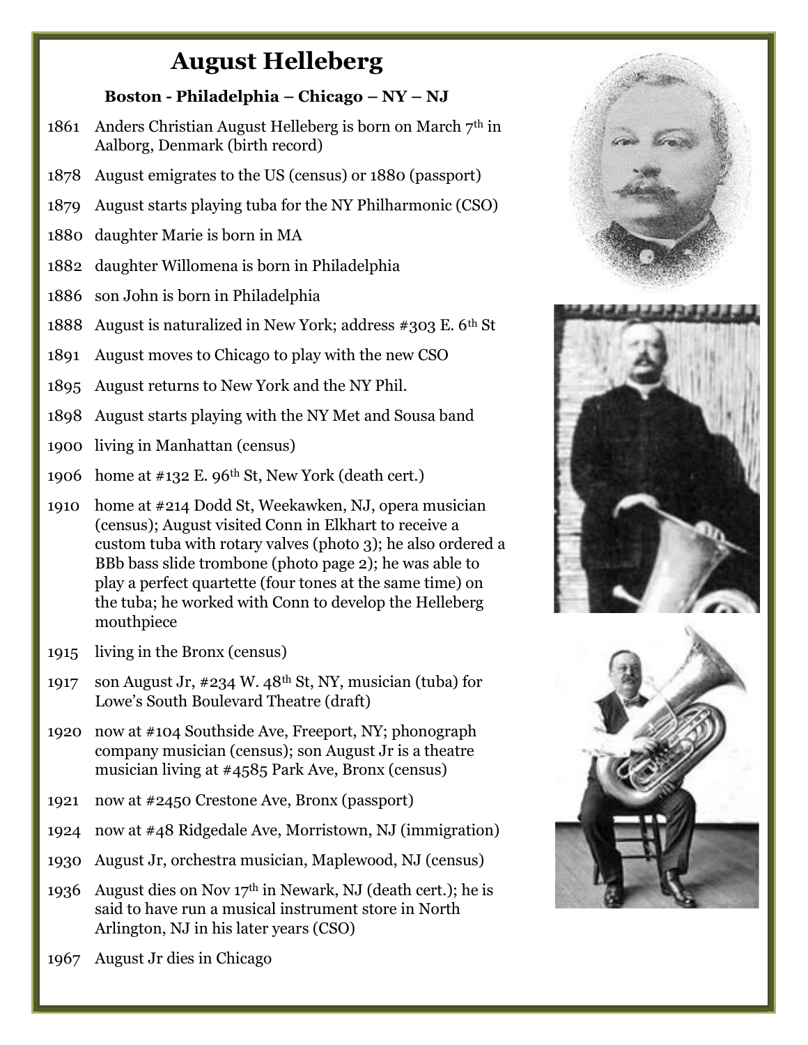# August Helleberg

### Boston - Philadelphia – Chicago – NY – NJ

1861 Anders Christian August Helleberg is born on March 7th in Aalborg, Denmark (birth record)

1878 August emigrates to the US (census) or 1880 (passport)

1879 August starts playing tuba for the NY Philharmonic (CSO)

1880 daughter Marie is born in MA

1882 daughter Willomena is born in Philadelphia

1886 son John is born in Philadelphia

1888 August is naturalized in New York; address #303 E. 6th St

1891 August moves to Chicago to play with the new CSO

1895 August returns to New York and the NY Phil.

1898 August starts playing with the NY Met and Sousa band

1900 living in Manhattan (census)

1906 home at #132 E. 96th St, New York (death cert.)

1910 home at #214 Dodd St, Weekawken, NJ, opera musician (census); August visited Conn in Elkhart to receive a custom tuba with rotary valves (photo 3); he also ordered a BBb bass slide trombone (photo page 2); he was able to play a perfect quartette (four tones at the same time) on the tuba; he worked with Conn to develop the Helleberg mouthpiece

1915 living in the Bronx (census)

1917 son August Jr, #234 W. 48th St, NY, musician (tuba) for Lowe's South Boulevard Theatre (draft)

1920 now at #104 Southside Ave, Freeport, NY; phonograph company musician (census); son August Jr is a theatre musician living at #4585 Park Ave, Bronx (census)

1921 now at #2450 Crestone Ave, Bronx (passport)

1924 now at #48 Ridgedale Ave, Morristown, NJ (immigration)

1930 August Jr, orchestra musician, Maplewood, NJ (census)

1936 August dies on Nov 17th in Newark, NJ (death cert.); he is said to have run a musical instrument store in North Arlington, NJ in his later years (CSO)

1967 August Jr dies in Chicago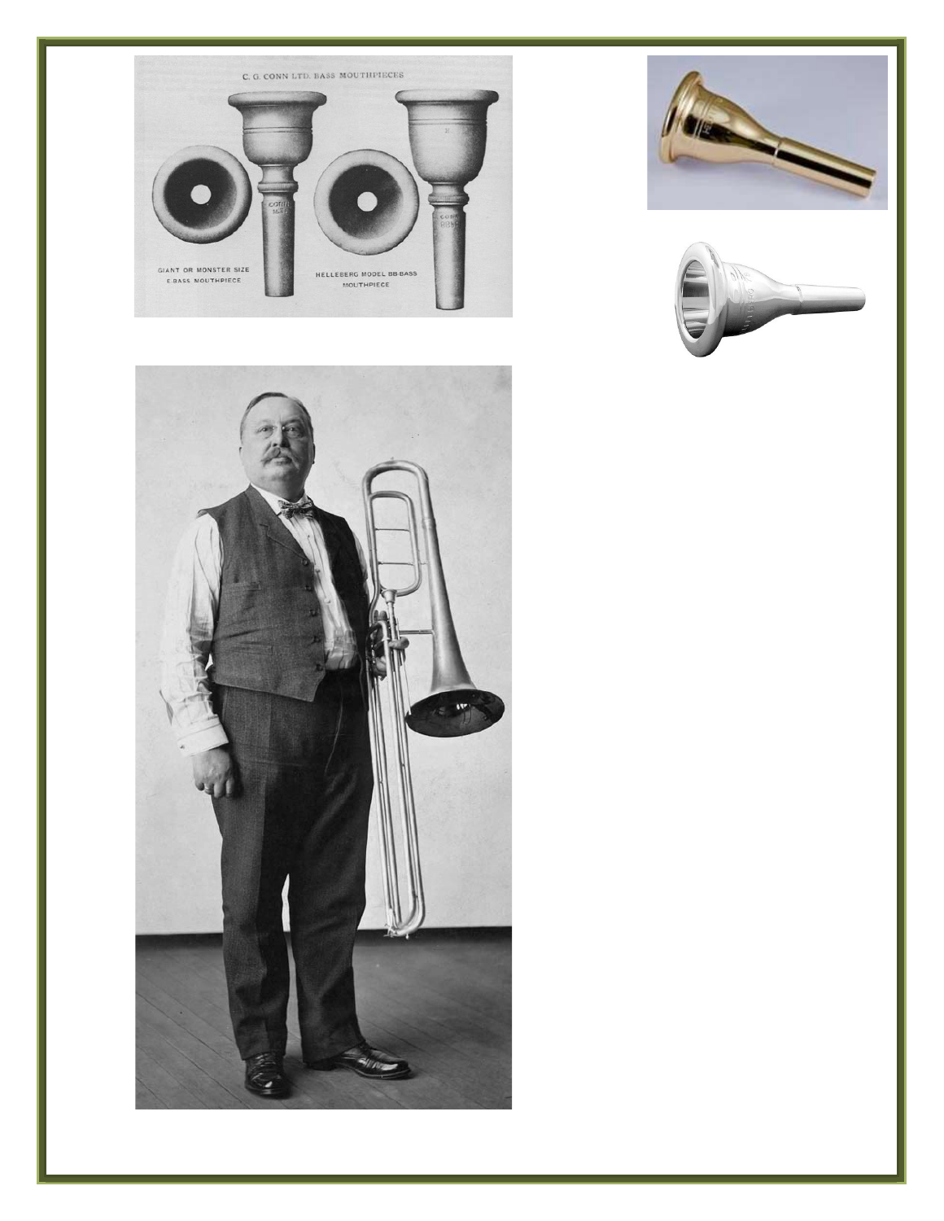C. G. CONN LTD. BASS MOUTHPIECES

GIANT OR MONSTER SIZE
E-BASS MOUTHPIECE

HELLEBERG MODEL BB-BASS
MOUTHPIECE